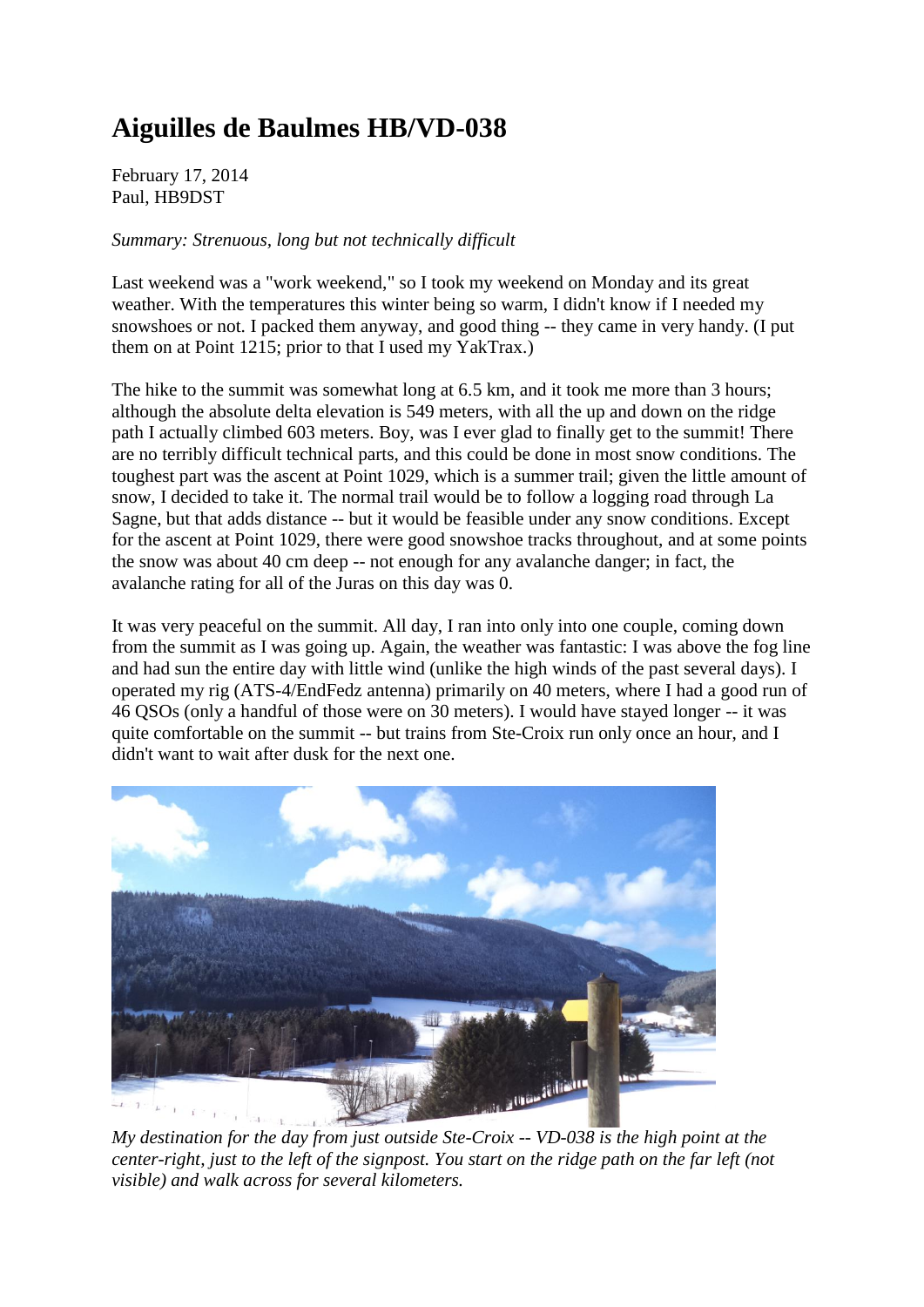# Aiguilles de Baulmes HB/VD-038

February 17, 2014
Paul, HB9DST

*Summary: Strenuous, long but not technically difficult*

Last weekend was a "work weekend," so I took my weekend on Monday and its great weather. With the temperatures this winter being so warm, I didn't know if I needed my snowshoes or not. I packed them anyway, and good thing -- they came in very handy. (I put them on at Point 1215; prior to that I used my YakTrax.)

The hike to the summit was somewhat long at 6.5 km, and it took me more than 3 hours; although the absolute delta elevation is 549 meters, with all the up and down on the ridge path I actually climbed 603 meters. Boy, was I ever glad to finally get to the summit! There are no terribly difficult technical parts, and this could be done in most snow conditions. The toughest part was the ascent at Point 1029, which is a summer trail; given the little amount of snow, I decided to take it. The normal trail would be to follow a logging road through La Sagne, but that adds distance -- but it would be feasible under any snow conditions. Except for the ascent at Point 1029, there were good snowshoe tracks throughout, and at some points the snow was about 40 cm deep -- not enough for any avalanche danger; in fact, the avalanche rating for all of the Juras on this day was 0.

It was very peaceful on the summit. All day, I ran into only into one couple, coming down from the summit as I was going up. Again, the weather was fantastic: I was above the fog line and had sun the entire day with little wind (unlike the high winds of the past several days). I operated my rig (ATS-4/EndFedz antenna) primarily on 40 meters, where I had a good run of 46 QSOs (only a handful of those were on 30 meters). I would have stayed longer -- it was quite comfortable on the summit -- but trains from Ste-Croix run only once an hour, and I didn't want to wait after dusk for the next one.

*My destination for the day from just outside Ste-Croix -- VD-038 is the high point at the center-right, just to the left of the signpost. You start on the ridge path on the far left (not visible) and walk across for several kilometers.*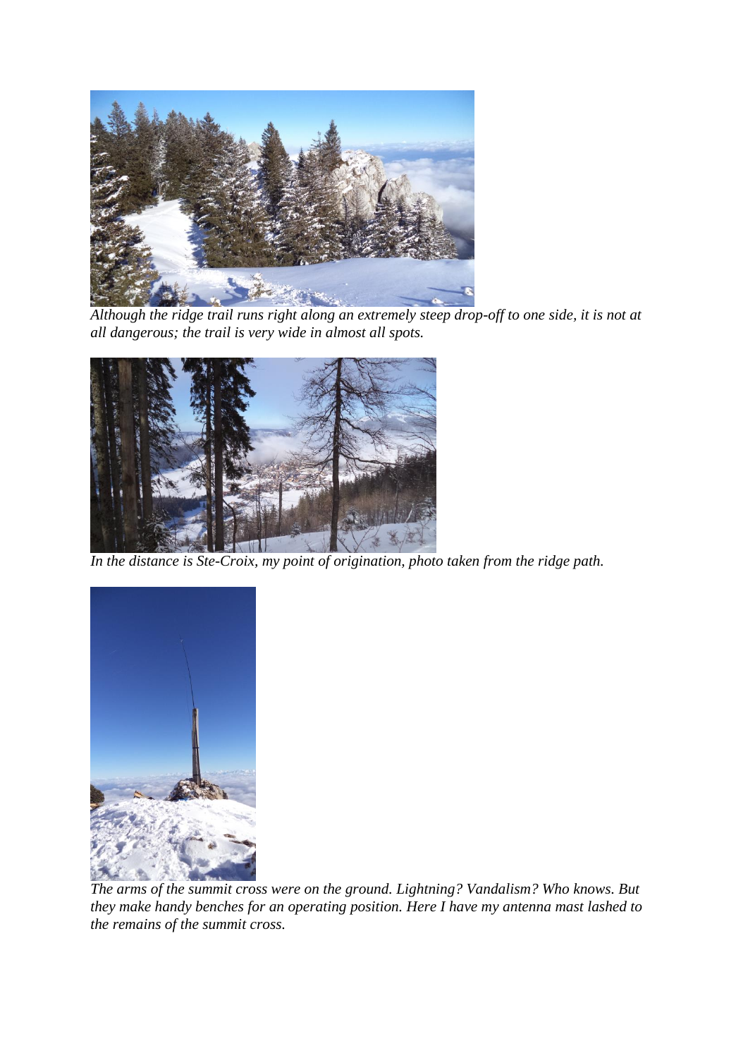*Although the ridge trail runs right along an extremely steep drop-off to one side, it is not at all dangerous; the trail is very wide in almost all spots.*

*In the distance is Ste-Croix, my point of origination, photo taken from the ridge path.*

*The arms of the summit cross were on the ground. Lightning? Vandalism? Who knows. But they make handy benches for an operating position. Here I have my antenna mast lashed to the remains of the summit cross.*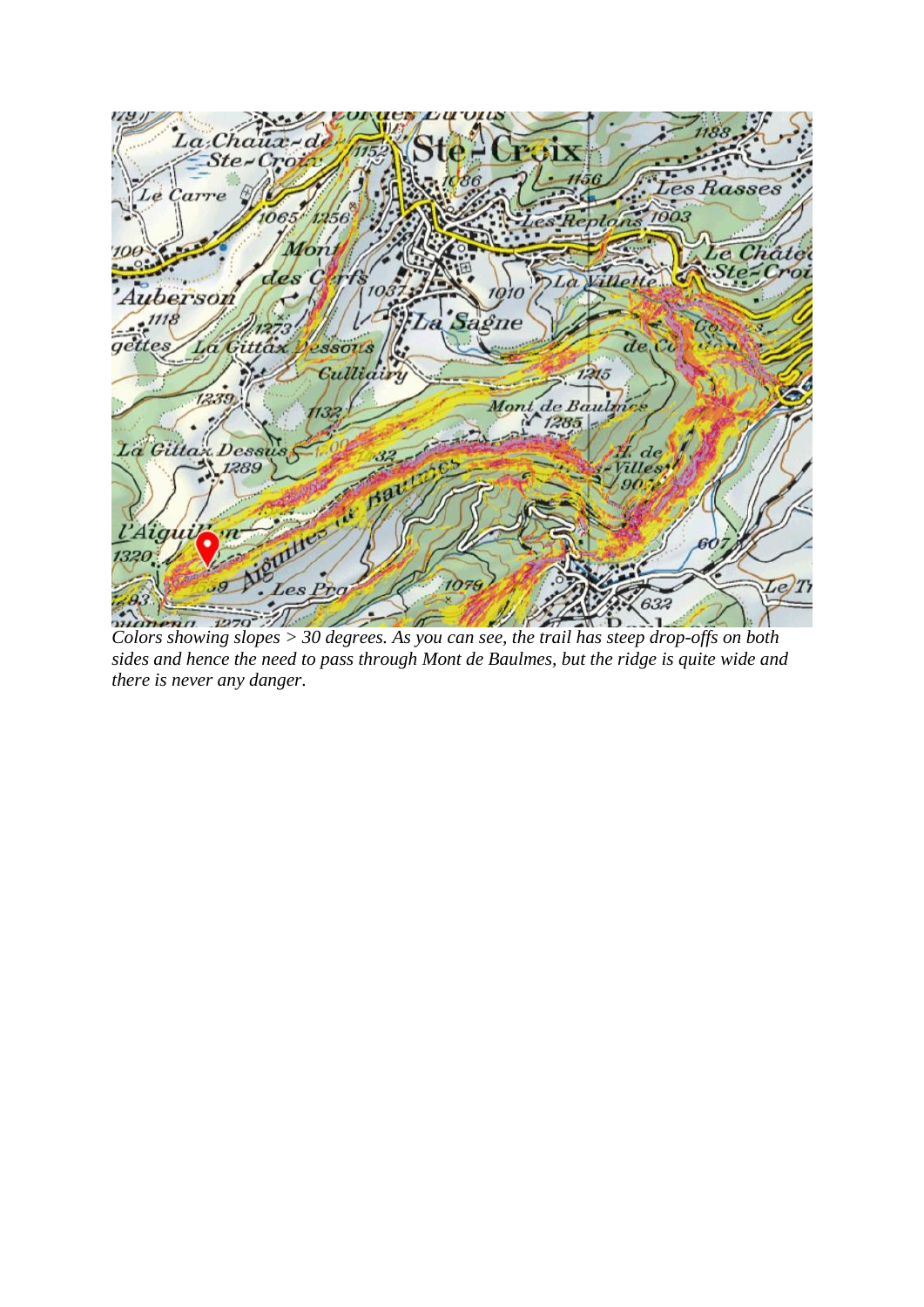*Colors showing slopes > 30 degrees. As you can see, the trail has steep drop-offs on both sides and hence the need to pass through Mont de Baulmes, but the ridge is quite wide and there is never any danger.*